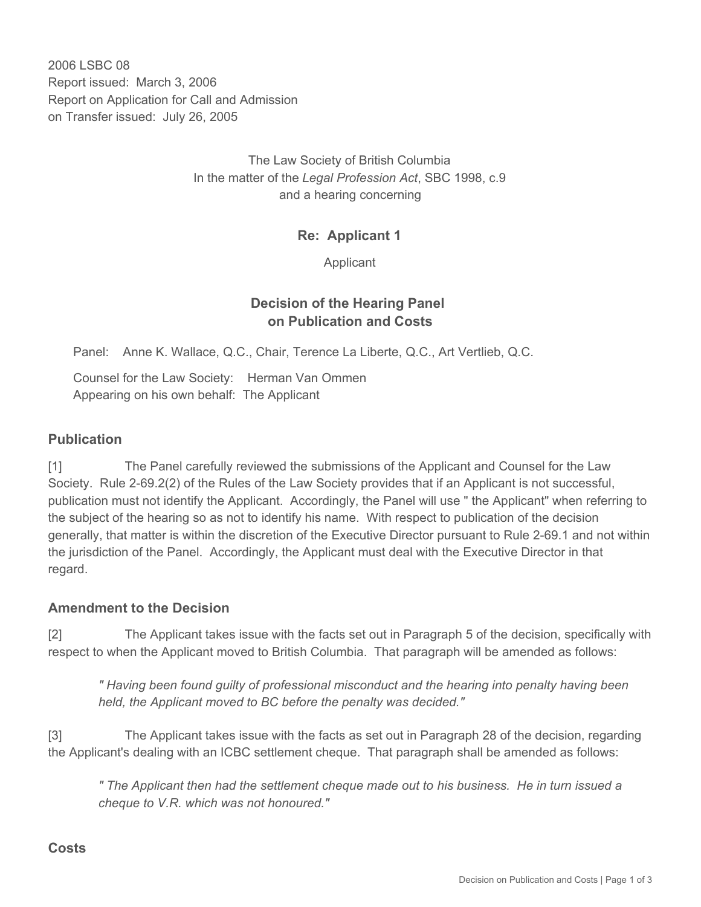2006 LSBC 08
Report issued: March 3, 2006
Report on Application for Call and Admission
on Transfer issued: July 26, 2005

The Law Society of British Columbia
In the matter of the *Legal Profession Act*, SBC 1998, c.9
and a hearing concerning

**Re: Applicant 1**

Applicant

## Decision of the Hearing Panel on Publication and Costs

Panel: Anne K. Wallace, Q.C., Chair, Terence La Liberte, Q.C., Art Vertlieb, Q.C.

Counsel for the Law Society: Herman Van Ommen
Appearing on his own behalf: The Applicant

### Publication

[1] The Panel carefully reviewed the submissions of the Applicant and Counsel for the Law Society. Rule 2-69.2(2) of the Rules of the Law Society provides that if an Applicant is not successful, publication must not identify the Applicant. Accordingly, the Panel will use " the Applicant" when referring to the subject of the hearing so as not to identify his name. With respect to publication of the decision generally, that matter is within the discretion of the Executive Director pursuant to Rule 2-69.1 and not within the jurisdiction of the Panel. Accordingly, the Applicant must deal with the Executive Director in that regard.

### Amendment to the Decision

[2] The Applicant takes issue with the facts set out in Paragraph 5 of the decision, specifically with respect to when the Applicant moved to British Columbia. That paragraph will be amended as follows:

> *" Having been found guilty of professional misconduct and the hearing into penalty having been held, the Applicant moved to BC before the penalty was decided."*

[3] The Applicant takes issue with the facts as set out in Paragraph 28 of the decision, regarding the Applicant's dealing with an ICBC settlement cheque. That paragraph shall be amended as follows:

> *" The Applicant then had the settlement cheque made out to his business. He in turn issued a cheque to V.R. which was not honoured."*

### Costs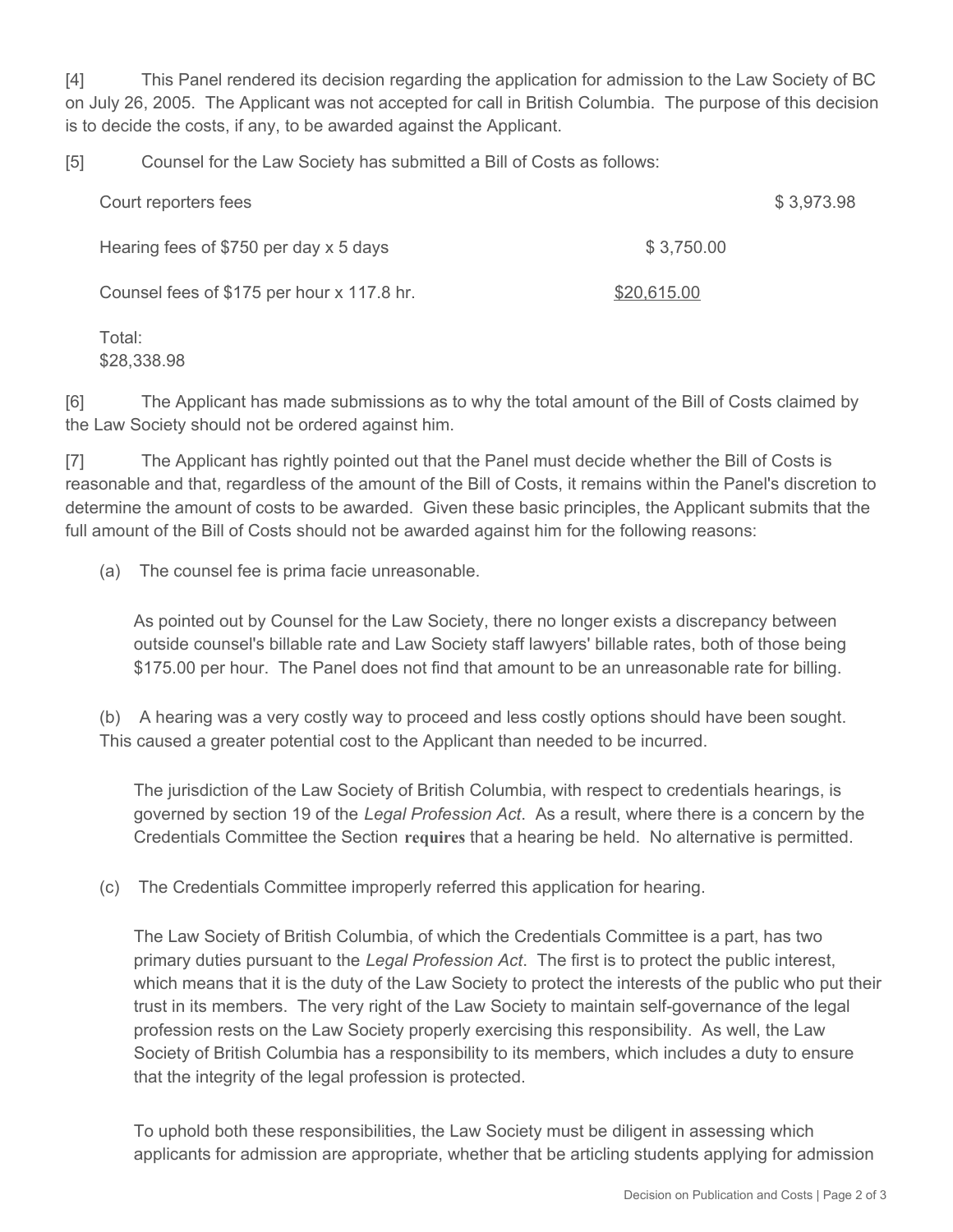[4] This Panel rendered its decision regarding the application for admission to the Law Society of BC on July 26, 2005. The Applicant was not accepted for call in British Columbia. The purpose of this decision is to decide the costs, if any, to be awarded against the Applicant.

[5] Counsel for the Law Society has submitted a Bill of Costs as follows:

| | | |
|---|---|---|
| Court reporters fees | | $ 3,973.98 |
| Hearing fees of $750 per day x 5 days | $ 3,750.00 | |
| Counsel fees of $175 per hour x 117.8 hr. | $20,615.00 | |

Total:
$28,338.98

[6] The Applicant has made submissions as to why the total amount of the Bill of Costs claimed by the Law Society should not be ordered against him.

[7] The Applicant has rightly pointed out that the Panel must decide whether the Bill of Costs is reasonable and that, regardless of the amount of the Bill of Costs, it remains within the Panel's discretion to determine the amount of costs to be awarded. Given these basic principles, the Applicant submits that the full amount of the Bill of Costs should not be awarded against him for the following reasons:

(a) The counsel fee is prima facie unreasonable.

As pointed out by Counsel for the Law Society, there no longer exists a discrepancy between outside counsel's billable rate and Law Society staff lawyers' billable rates, both of those being $175.00 per hour. The Panel does not find that amount to be an unreasonable rate for billing.

(b) A hearing was a very costly way to proceed and less costly options should have been sought. This caused a greater potential cost to the Applicant than needed to be incurred.

The jurisdiction of the Law Society of British Columbia, with respect to credentials hearings, is governed by section 19 of the *Legal Profession Act*. As a result, where there is a concern by the Credentials Committee the Section **requires** that a hearing be held. No alternative is permitted.

(c) The Credentials Committee improperly referred this application for hearing.

The Law Society of British Columbia, of which the Credentials Committee is a part, has two primary duties pursuant to the *Legal Profession Act*. The first is to protect the public interest, which means that it is the duty of the Law Society to protect the interests of the public who put their trust in its members. The very right of the Law Society to maintain self-governance of the legal profession rests on the Law Society properly exercising this responsibility. As well, the Law Society of British Columbia has a responsibility to its members, which includes a duty to ensure that the integrity of the legal profession is protected.

To uphold both these responsibilities, the Law Society must be diligent in assessing which applicants for admission are appropriate, whether that be articling students applying for admission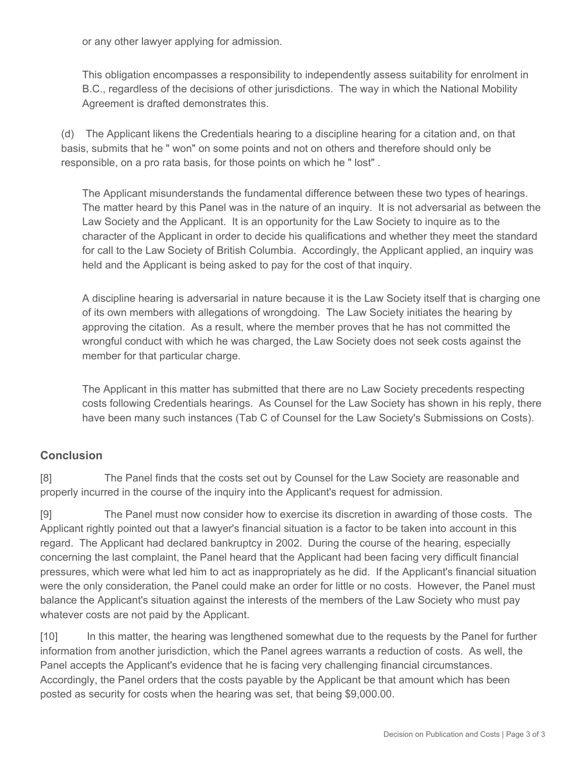or any other lawyer applying for admission.

This obligation encompasses a responsibility to independently assess suitability for enrolment in B.C., regardless of the decisions of other jurisdictions. The way in which the National Mobility Agreement is drafted demonstrates this.

(d) The Applicant likens the Credentials hearing to a discipline hearing for a citation and, on that basis, submits that he " won" on some points and not on others and therefore should only be responsible, on a pro rata basis, for those points on which he " lost" .

The Applicant misunderstands the fundamental difference between these two types of hearings. The matter heard by this Panel was in the nature of an inquiry. It is not adversarial as between the Law Society and the Applicant. It is an opportunity for the Law Society to inquire as to the character of the Applicant in order to decide his qualifications and whether they meet the standard for call to the Law Society of British Columbia. Accordingly, the Applicant applied, an inquiry was held and the Applicant is being asked to pay for the cost of that inquiry.

A discipline hearing is adversarial in nature because it is the Law Society itself that is charging one of its own members with allegations of wrongdoing. The Law Society initiates the hearing by approving the citation. As a result, where the member proves that he has not committed the wrongful conduct with which he was charged, the Law Society does not seek costs against the member for that particular charge.

The Applicant in this matter has submitted that there are no Law Society precedents respecting costs following Credentials hearings. As Counsel for the Law Society has shown in his reply, there have been many such instances (Tab C of Counsel for the Law Society's Submissions on Costs).

## Conclusion

[8] The Panel finds that the costs set out by Counsel for the Law Society are reasonable and properly incurred in the course of the inquiry into the Applicant's request for admission.

[9] The Panel must now consider how to exercise its discretion in awarding of those costs. The Applicant rightly pointed out that a lawyer's financial situation is a factor to be taken into account in this regard. The Applicant had declared bankruptcy in 2002. During the course of the hearing, especially concerning the last complaint, the Panel heard that the Applicant had been facing very difficult financial pressures, which were what led him to act as inappropriately as he did. If the Applicant's financial situation were the only consideration, the Panel could make an order for little or no costs. However, the Panel must balance the Applicant's situation against the interests of the members of the Law Society who must pay whatever costs are not paid by the Applicant.

[10] In this matter, the hearing was lengthened somewhat due to the requests by the Panel for further information from another jurisdiction, which the Panel agrees warrants a reduction of costs. As well, the Panel accepts the Applicant's evidence that he is facing very challenging financial circumstances. Accordingly, the Panel orders that the costs payable by the Applicant be that amount which has been posted as security for costs when the hearing was set, that being $9,000.00.